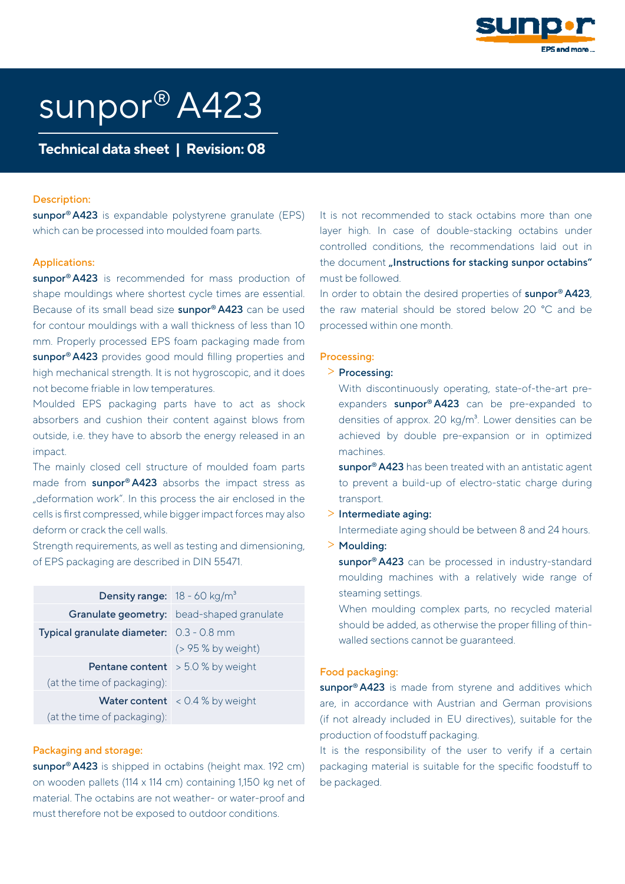# sunpor® A423

**Technical data sheet | Revision: 08**

## Description:

**sunpor® A423** is expandable polystyrene granulate (EPS) which can be processed into moulded foam parts.

## Applications:

**sunpor® A423** is recommended for mass production of shape mouldings where shortest cycle times are essential. Because of its small bead size **sunpor® A423** can be used for contour mouldings with a wall thickness of less than 10 mm. Properly processed EPS foam packaging made from **sunpor® A423** provides good mould filling properties and high mechanical strength. It is not hygroscopic, and it does not become friable in low temperatures.

Moulded EPS packaging parts have to act as shock absorbers and cushion their content against blows from outside, i.e. they have to absorb the energy released in an impact.

The mainly closed cell structure of moulded foam parts made from **sunpor® A423** absorbs the impact stress as „deformation work". In this process the air enclosed in the cells is first compressed, while bigger impact forces may also deform or crack the cell walls.

Strength requirements, as well as testing and dimensioning, of EPS packaging are described in DIN 55471.

| | |
|---|---|
| **Density range:** | 18 - 60 kg/m³ |
| **Granulate geometry:** | bead-shaped granulate |
| **Typical granulate diameter:** | 0.3 - 0.8 mm (> 95 % by weight) |
| **Pentane content** (at the time of packaging): | > 5.0 % by weight |
| **Water content** (at the time of packaging): | < 0.4 % by weight |

## Packaging and storage:

**sunpor® A423** is shipped in octabins (height max. 192 cm) on wooden pallets (114 x 114 cm) containing 1,150 kg net of material. The octabins are not weather- or water-proof and must therefore not be exposed to outdoor conditions.

It is not recommended to stack octabins more than one layer high. In case of double-stacking octabins under controlled conditions, the recommendations laid out in the document **„Instructions for stacking sunpor octabins"** must be followed.

In order to obtain the desired properties of **sunpor® A423**, the raw material should be stored below 20 °C and be processed within one month.

## Processing:

> **Processing:**

With discontinuously operating, state-of-the-art pre-expanders **sunpor® A423** can be pre-expanded to densities of approx. 20 kg/m³. Lower densities can be achieved by double pre-expansion or in optimized machines.

**sunpor® A423** has been treated with an antistatic agent to prevent a build-up of electro-static charge during transport.

> **Intermediate aging:**

Intermediate aging should be between 8 and 24 hours.

> **Moulding:**

**sunpor® A423** can be processed in industry-standard moulding machines with a relatively wide range of steaming settings.

When moulding complex parts, no recycled material should be added, as otherwise the proper filling of thin-walled sections cannot be guaranteed.

## Food packaging:

**sunpor® A423** is made from styrene and additives which are, in accordance with Austrian and German provisions (if not already included in EU directives), suitable for the production of foodstuff packaging.

It is the responsibility of the user to verify if a certain packaging material is suitable for the specific foodstuff to be packaged.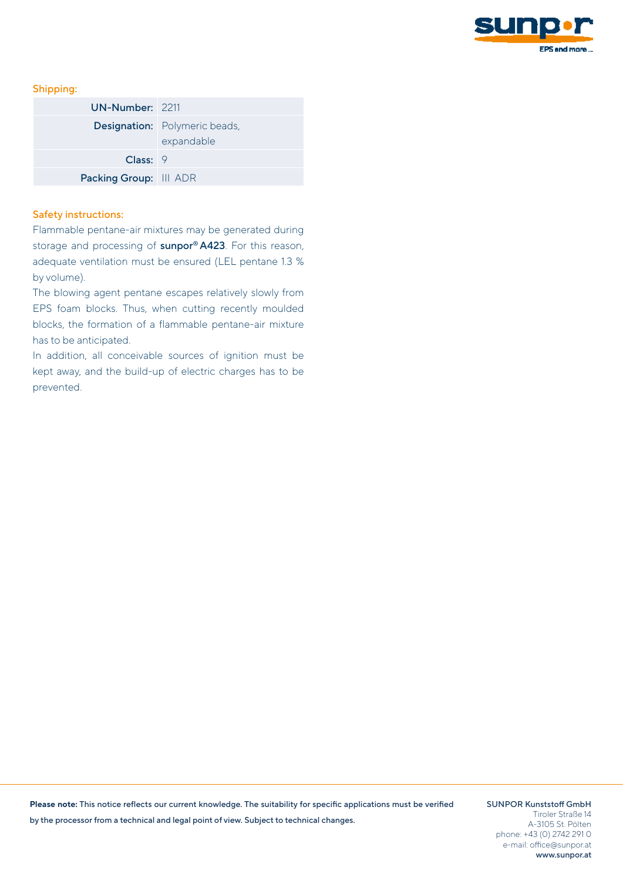## Shipping:

| | |
|---|---|
| **UN-Number:** | 2211 |
| **Designation:** | Polymeric beads, expandable |
| **Class:** | 9 |
| **Packing Group:** | III ADR |

## Safety instructions:

Flammable pentane-air mixtures may be generated during storage and processing of **sunpor® A423**. For this reason, adequate ventilation must be ensured (LEL pentane 1.3 % by volume).

The blowing agent pentane escapes relatively slowly from EPS foam blocks. Thus, when cutting recently moulded blocks, the formation of a flammable pentane-air mixture has to be anticipated.

In addition, all conceivable sources of ignition must be kept away, and the build-up of electric charges has to be prevented.

**Please note:** This notice reflects our current knowledge. The suitability for specific applications must be verified by the processor from a technical and legal point of view. Subject to technical changes.

SUNPOR Kunststoff GmbH
Tiroler Straße 14
A-3105 St. Pölten
phone: +43 (0) 2742 291 0
e-mail: office@sunpor.at
www.sunpor.at